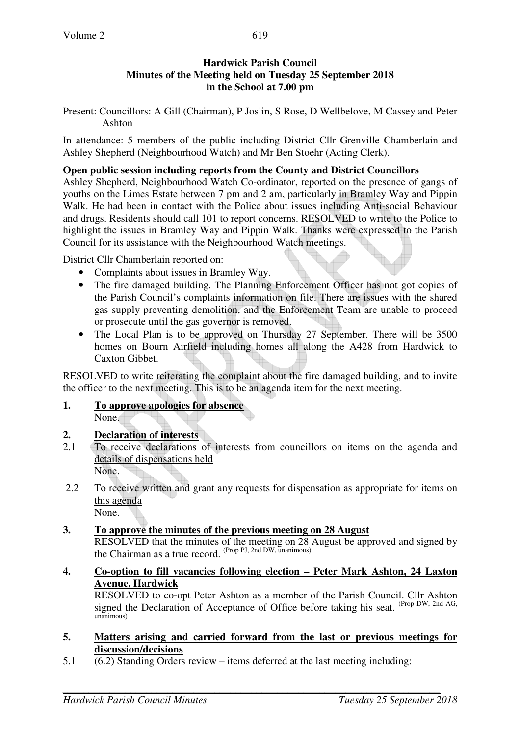**Hardwick Parish Council**
**Minutes of the Meeting held on Tuesday 25 September 2018**
**in the School at 7.00 pm**

Present: Councillors: A Gill (Chairman), P Joslin, S Rose, D Wellbelove, M Cassey and Peter Ashton

In attendance: 5 members of the public including District Cllr Grenville Chamberlain and Ashley Shepherd (Neighbourhood Watch) and Mr Ben Stoehr (Acting Clerk).

**Open public session including reports from the County and District Councillors**

Ashley Shepherd, Neighbourhood Watch Co-ordinator, reported on the presence of gangs of youths on the Limes Estate between 7 pm and 2 am, particularly in Bramley Way and Pippin Walk. He had been in contact with the Police about issues including Anti-social Behaviour and drugs. Residents should call 101 to report concerns. RESOLVED to write to the Police to highlight the issues in Bramley Way and Pippin Walk. Thanks were expressed to the Parish Council for its assistance with the Neighbourhood Watch meetings.

District Cllr Chamberlain reported on:

- Complaints about issues in Bramley Way.
- The fire damaged building. The Planning Enforcement Officer has not got copies of the Parish Council's complaints information on file. There are issues with the shared gas supply preventing demolition, and the Enforcement Team are unable to proceed or prosecute until the gas governor is removed.
- The Local Plan is to be approved on Thursday 27 September. There will be 3500 homes on Bourn Airfield including homes all along the A428 from Hardwick to Caxton Gibbet.

RESOLVED to write reiterating the complaint about the fire damaged building, and to invite the officer to the next meeting. This is to be an agenda item for the next meeting.

**1. To approve apologies for absence**

None.

**2. Declaration of interests**

2.1 To receive declarations of interests from councillors on items on the agenda and details of dispensations held

None.

2.2 To receive written and grant any requests for dispensation as appropriate for items on this agenda

None.

**3. To approve the minutes of the previous meeting on 28 August**

RESOLVED that the minutes of the meeting on 28 August be approved and signed by the Chairman as a true record. (Prop PJ, 2nd DW, unanimous)

**4. Co-option to fill vacancies following election – Peter Mark Ashton, 24 Laxton Avenue, Hardwick**

RESOLVED to co-opt Peter Ashton as a member of the Parish Council. Cllr Ashton signed the Declaration of Acceptance of Office before taking his seat. (Prop DW, 2nd AG, unanimous)

**5. Matters arising and carried forward from the last or previous meetings for discussion/decisions**

5.1 (6.2) Standing Orders review – items deferred at the last meeting including: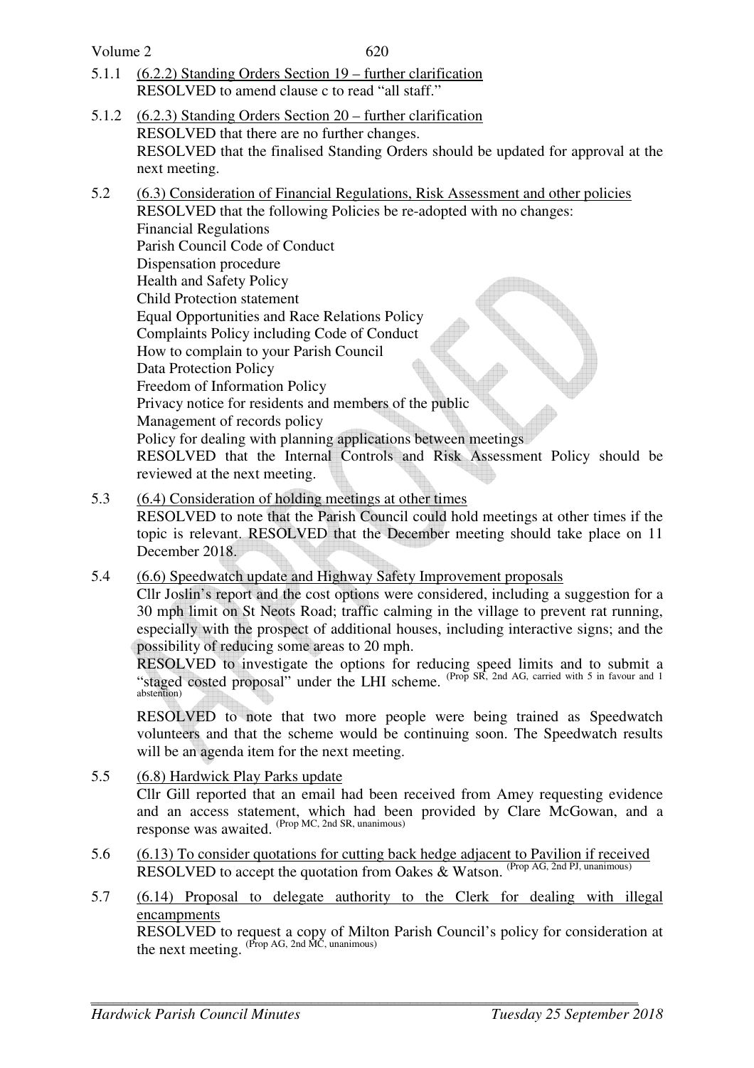5.1.1 (6.2.2) Standing Orders Section 19 – further clarification
RESOLVED to amend clause c to read "all staff."

5.1.2 (6.2.3) Standing Orders Section 20 – further clarification
RESOLVED that there are no further changes.
RESOLVED that the finalised Standing Orders should be updated for approval at the next meeting.

5.2 (6.3) Consideration of Financial Regulations, Risk Assessment and other policies
RESOLVED that the following Policies be re-adopted with no changes:
Financial Regulations
Parish Council Code of Conduct
Dispensation procedure
Health and Safety Policy
Child Protection statement
Equal Opportunities and Race Relations Policy
Complaints Policy including Code of Conduct
How to complain to your Parish Council
Data Protection Policy
Freedom of Information Policy
Privacy notice for residents and members of the public
Management of records policy
Policy for dealing with planning applications between meetings
RESOLVED that the Internal Controls and Risk Assessment Policy should be reviewed at the next meeting.

5.3 (6.4) Consideration of holding meetings at other times
RESOLVED to note that the Parish Council could hold meetings at other times if the topic is relevant. RESOLVED that the December meeting should take place on 11 December 2018.

5.4 (6.6) Speedwatch update and Highway Safety Improvement proposals
Cllr Joslin's report and the cost options were considered, including a suggestion for a 30 mph limit on St Neots Road; traffic calming in the village to prevent rat running, especially with the prospect of additional houses, including interactive signs; and the possibility of reducing some areas to 20 mph.
RESOLVED to investigate the options for reducing speed limits and to submit a "staged costed proposal" under the LHI scheme. (Prop SR, 2nd AG, carried with 5 in favour and 1 abstention)

RESOLVED to note that two more people were being trained as Speedwatch volunteers and that the scheme would be continuing soon. The Speedwatch results will be an agenda item for the next meeting.

5.5 (6.8) Hardwick Play Parks update
Cllr Gill reported that an email had been received from Amey requesting evidence and an access statement, which had been provided by Clare McGowan, and a response was awaited. (Prop MC, 2nd SR, unanimous)

5.6 (6.13) To consider quotations for cutting back hedge adjacent to Pavilion if received
RESOLVED to accept the quotation from Oakes & Watson. (Prop AG, 2nd PJ, unanimous)

5.7 (6.14) Proposal to delegate authority to the Clerk for dealing with illegal encampments
RESOLVED to request a copy of Milton Parish Council's policy for consideration at the next meeting. (Prop AG, 2nd MC, unanimous)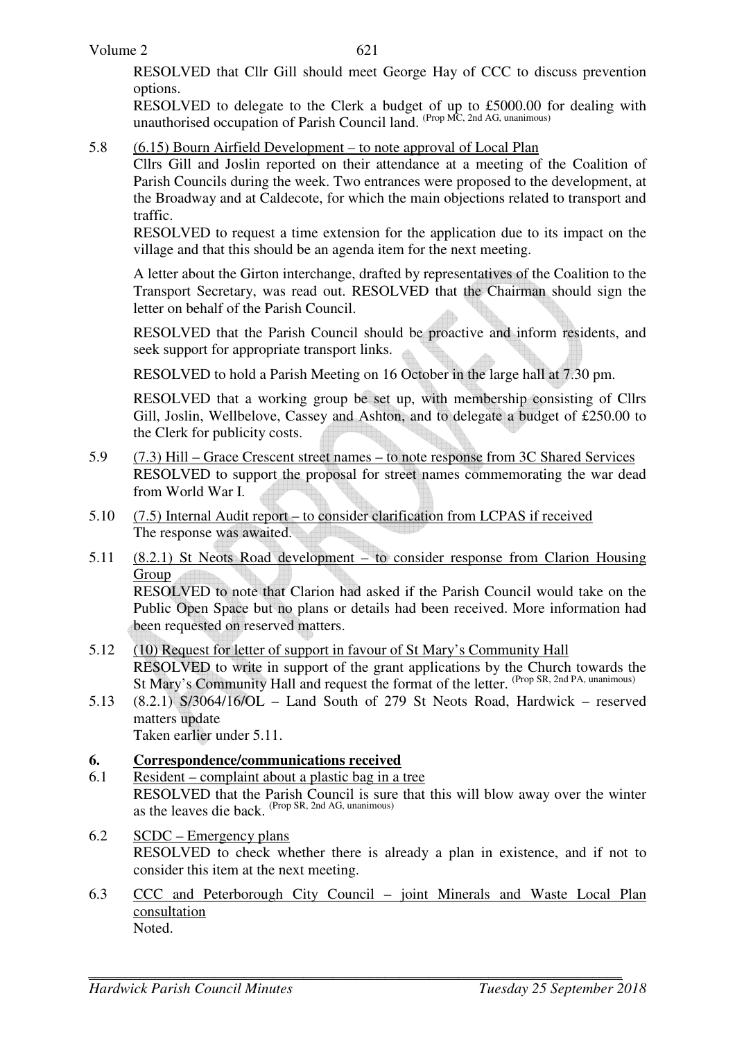RESOLVED that Cllr Gill should meet George Hay of CCC to discuss prevention options.

RESOLVED to delegate to the Clerk a budget of up to £5000.00 for dealing with unauthorised occupation of Parish Council land. (Prop MC, 2nd AG, unanimous)

5.8 (6.15) Bourn Airfield Development – to note approval of Local Plan

Cllrs Gill and Joslin reported on their attendance at a meeting of the Coalition of Parish Councils during the week. Two entrances were proposed to the development, at the Broadway and at Caldecote, for which the main objections related to transport and traffic.

RESOLVED to request a time extension for the application due to its impact on the village and that this should be an agenda item for the next meeting.

A letter about the Girton interchange, drafted by representatives of the Coalition to the Transport Secretary, was read out. RESOLVED that the Chairman should sign the letter on behalf of the Parish Council.

RESOLVED that the Parish Council should be proactive and inform residents, and seek support for appropriate transport links.

RESOLVED to hold a Parish Meeting on 16 October in the large hall at 7.30 pm.

RESOLVED that a working group be set up, with membership consisting of Cllrs Gill, Joslin, Wellbelove, Cassey and Ashton, and to delegate a budget of £250.00 to the Clerk for publicity costs.

5.9 (7.3) Hill – Grace Crescent street names – to note response from 3C Shared Services

RESOLVED to support the proposal for street names commemorating the war dead from World War I.

5.10 (7.5) Internal Audit report – to consider clarification from LCPAS if received

The response was awaited.

5.11 (8.2.1) St Neots Road development – to consider response from Clarion Housing Group

RESOLVED to note that Clarion had asked if the Parish Council would take on the Public Open Space but no plans or details had been received. More information had been requested on reserved matters.

5.12 (10) Request for letter of support in favour of St Mary's Community Hall

RESOLVED to write in support of the grant applications by the Church towards the St Mary's Community Hall and request the format of the letter. (Prop SR, 2nd PA, unanimous)

5.13 (8.2.1) S/3064/16/OL – Land South of 279 St Neots Road, Hardwick – reserved matters update

Taken earlier under 5.11.

## 6. Correspondence/communications received

6.1 Resident – complaint about a plastic bag in a tree

RESOLVED that the Parish Council is sure that this will blow away over the winter as the leaves die back. (Prop SR, 2nd AG, unanimous)

6.2 SCDC – Emergency plans

RESOLVED to check whether there is already a plan in existence, and if not to consider this item at the next meeting.

6.3 CCC and Peterborough City Council – joint Minerals and Waste Local Plan consultation

Noted.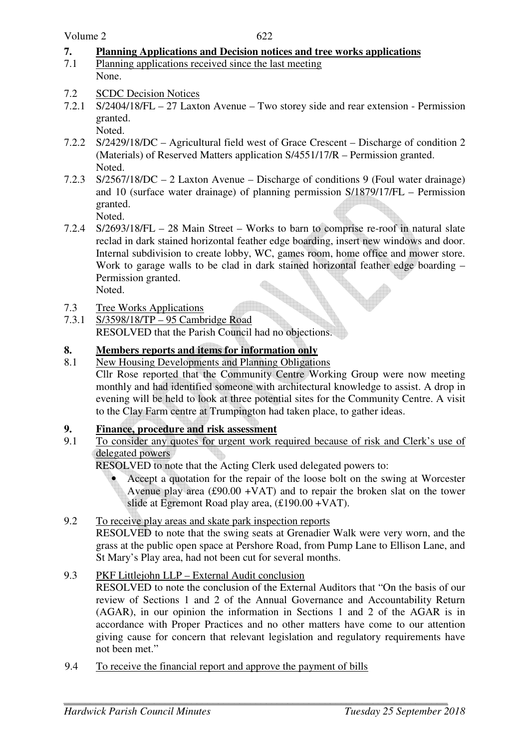## 7. Planning Applications and Decision notices and tree works applications

7.1 Planning applications received since the last meeting

None.

7.2 SCDC Decision Notices

7.2.1 S/2404/18/FL – 27 Laxton Avenue – Two storey side and rear extension - Permission granted.

Noted.

7.2.2 S/2429/18/DC – Agricultural field west of Grace Crescent – Discharge of condition 2 (Materials) of Reserved Matters application S/4551/17/R – Permission granted.

Noted.

7.2.3 S/2567/18/DC – 2 Laxton Avenue – Discharge of conditions 9 (Foul water drainage) and 10 (surface water drainage) of planning permission S/1879/17/FL – Permission granted.

Noted.

7.2.4 S/2693/18/FL – 28 Main Street – Works to barn to comprise re-roof in natural slate reclad in dark stained horizontal feather edge boarding, insert new windows and door. Internal subdivision to create lobby, WC, games room, home office and mower store. Work to garage walls to be clad in dark stained horizontal feather edge boarding – Permission granted.

Noted.

7.3 Tree Works Applications

7.3.1 S/3598/18/TP – 95 Cambridge Road

RESOLVED that the Parish Council had no objections.

## 8. Members reports and items for information only

8.1 New Housing Developments and Planning Obligations

Cllr Rose reported that the Community Centre Working Group were now meeting monthly and had identified someone with architectural knowledge to assist. A drop in evening will be held to look at three potential sites for the Community Centre. A visit to the Clay Farm centre at Trumpington had taken place, to gather ideas.

## 9. Finance, procedure and risk assessment

9.1 To consider any quotes for urgent work required because of risk and Clerk's use of delegated powers

RESOLVED to note that the Acting Clerk used delegated powers to:

- Accept a quotation for the repair of the loose bolt on the swing at Worcester Avenue play area (£90.00 +VAT) and to repair the broken slat on the tower slide at Egremont Road play area, (£190.00 +VAT).

9.2 To receive play areas and skate park inspection reports

RESOLVED to note that the swing seats at Grenadier Walk were very worn, and the grass at the public open space at Pershore Road, from Pump Lane to Ellison Lane, and St Mary's Play area, had not been cut for several months.

9.3 PKF Littlejohn LLP – External Audit conclusion

RESOLVED to note the conclusion of the External Auditors that "On the basis of our review of Sections 1 and 2 of the Annual Governance and Accountability Return (AGAR), in our opinion the information in Sections 1 and 2 of the AGAR is in accordance with Proper Practices and no other matters have come to our attention giving cause for concern that relevant legislation and regulatory requirements have not been met."

9.4 To receive the financial report and approve the payment of bills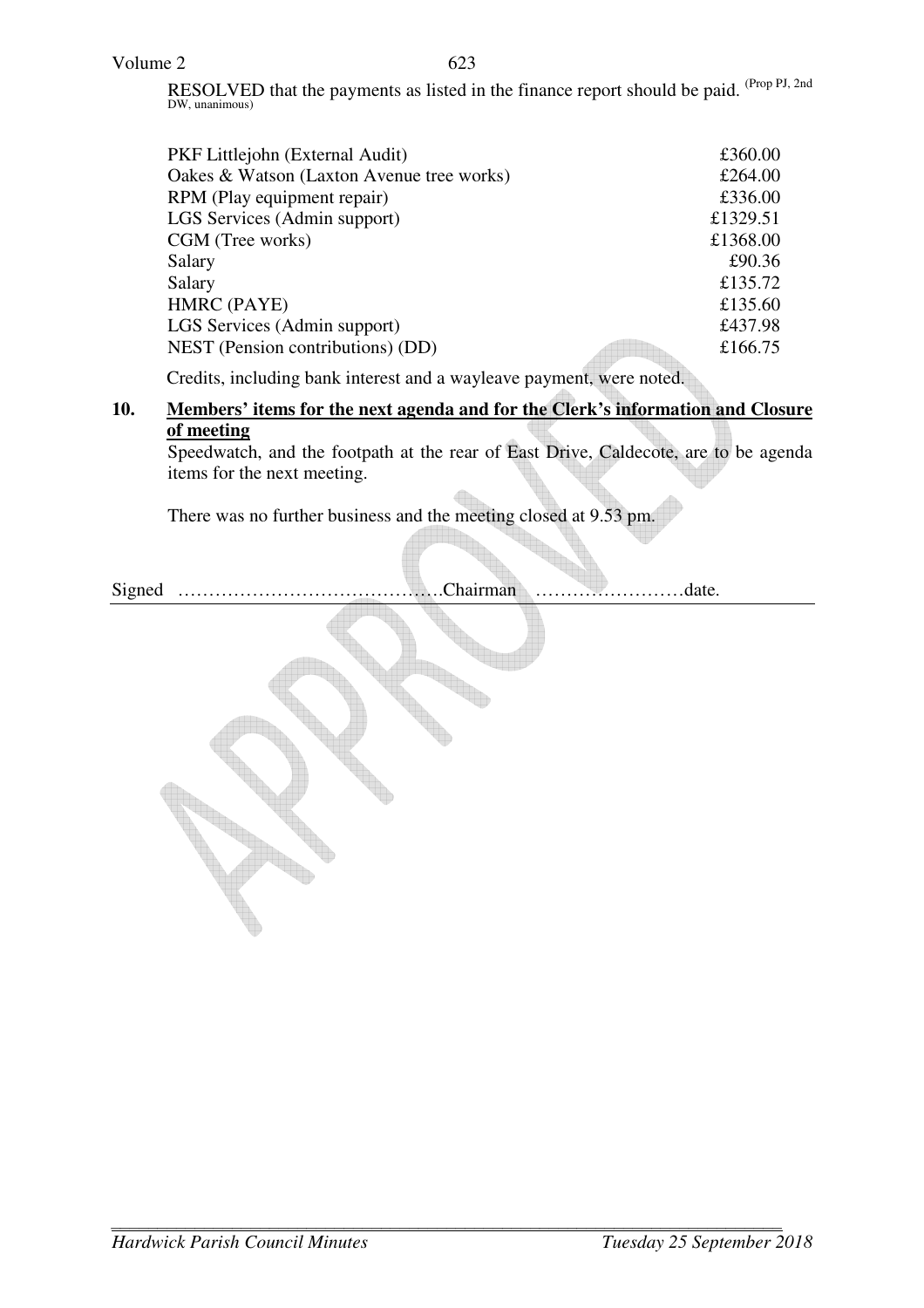RESOLVED that the payments as listed in the finance report should be paid. (Prop PJ, 2nd DW, unanimous)

| | |
|---|---|
| PKF Littlejohn (External Audit) | £360.00 |
| Oakes & Watson (Laxton Avenue tree works) | £264.00 |
| RPM (Play equipment repair) | £336.00 |
| LGS Services (Admin support) | £1329.51 |
| CGM (Tree works) | £1368.00 |
| Salary | £90.36 |
| Salary | £135.72 |
| HMRC (PAYE) | £135.60 |
| LGS Services (Admin support) | £437.98 |
| NEST (Pension contributions) (DD) | £166.75 |

Credits, including bank interest and a wayleave payment, were noted.

**10. Members' items for the next agenda and for the Clerk's information and Closure of meeting**

Speedwatch, and the footpath at the rear of East Drive, Caldecote, are to be agenda items for the next meeting.

There was no further business and the meeting closed at 9.53 pm.

Signed …………………………………….Chairman ……………………date.